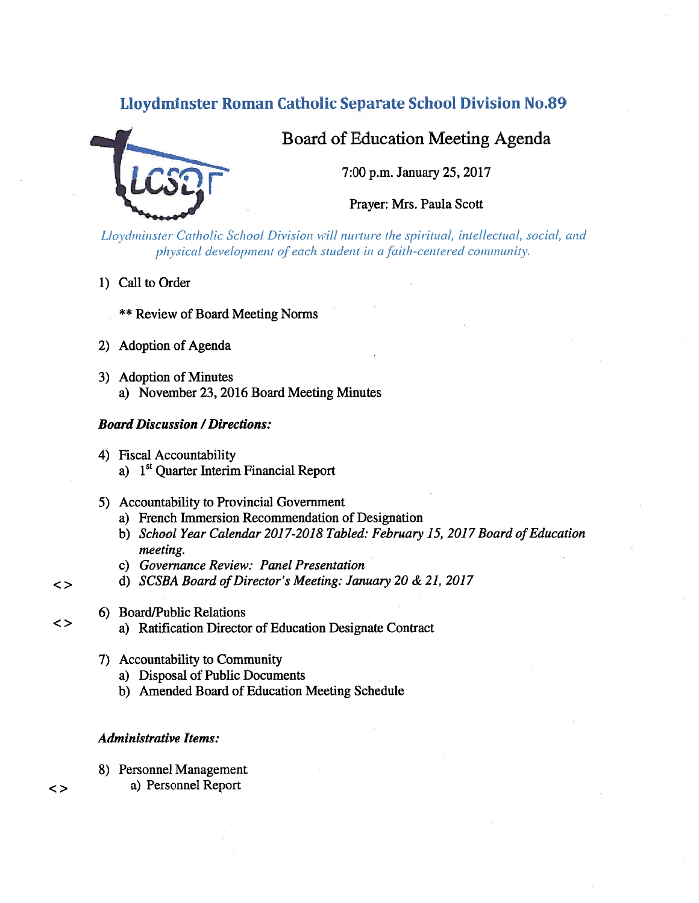# Lloydminster Roman Catholic Separate School Division No.89

## Board of Education Meeting Agenda

7:00 p.m. January 25, 2017

Prayer: Mrs. Paula Scott

*Lloydminster Catholic School Division will nurture the spiritual, intellectual, social, and physical development of each student in a faith-centered community.*

1) Call to Order

   ** Review of Board Meeting Norms

2) Adoption of Agenda

3) Adoption of Minutes
   a) November 23, 2016 Board Meeting Minutes

***Board Discussion / Directions:***

4) Fiscal Accountability
   a) 1st Quarter Interim Financial Report

5) Accountability to Provincial Government
   a) French Immersion Recommendation of Designation
   b) *School Year Calendar 2017-2018 Tabled: February 15, 2017 Board of Education meeting.*
   c) *Governance Review: Panel Presentation*
   d) *SCSBA Board of Director's Meeting: January 20 & 21, 2017* <>

6) Board/Public Relations
   a) Ratification Director of Education Designate Contract <>

7) Accountability to Community
   a) Disposal of Public Documents
   b) Amended Board of Education Meeting Schedule

***Administrative Items:***

8) Personnel Management
   a) Personnel Report <>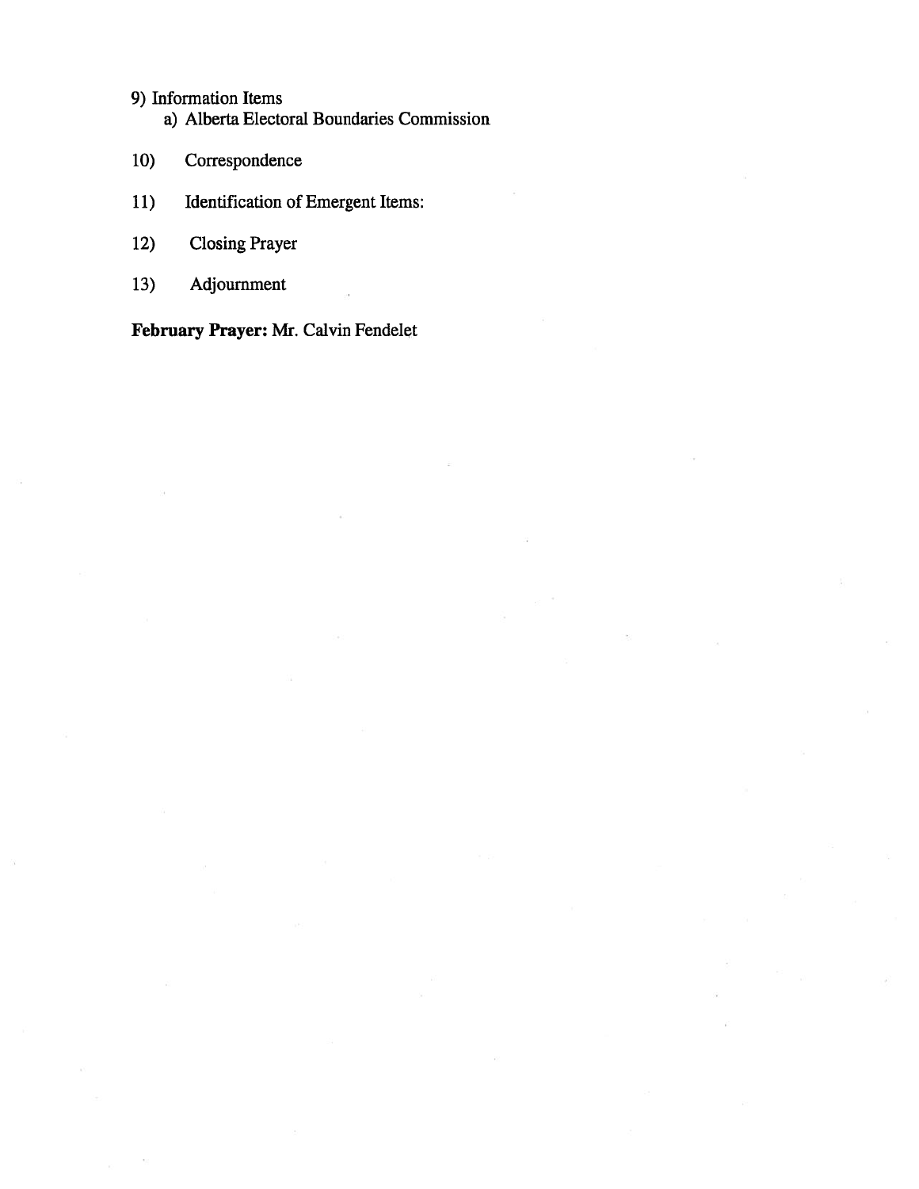9) Information Items
    a) Alberta Electoral Boundaries Commission

10) Correspondence

11) Identification of Emergent Items:

12) Closing Prayer

13) Adjournment

**February Prayer:** Mr. Calvin Fendelet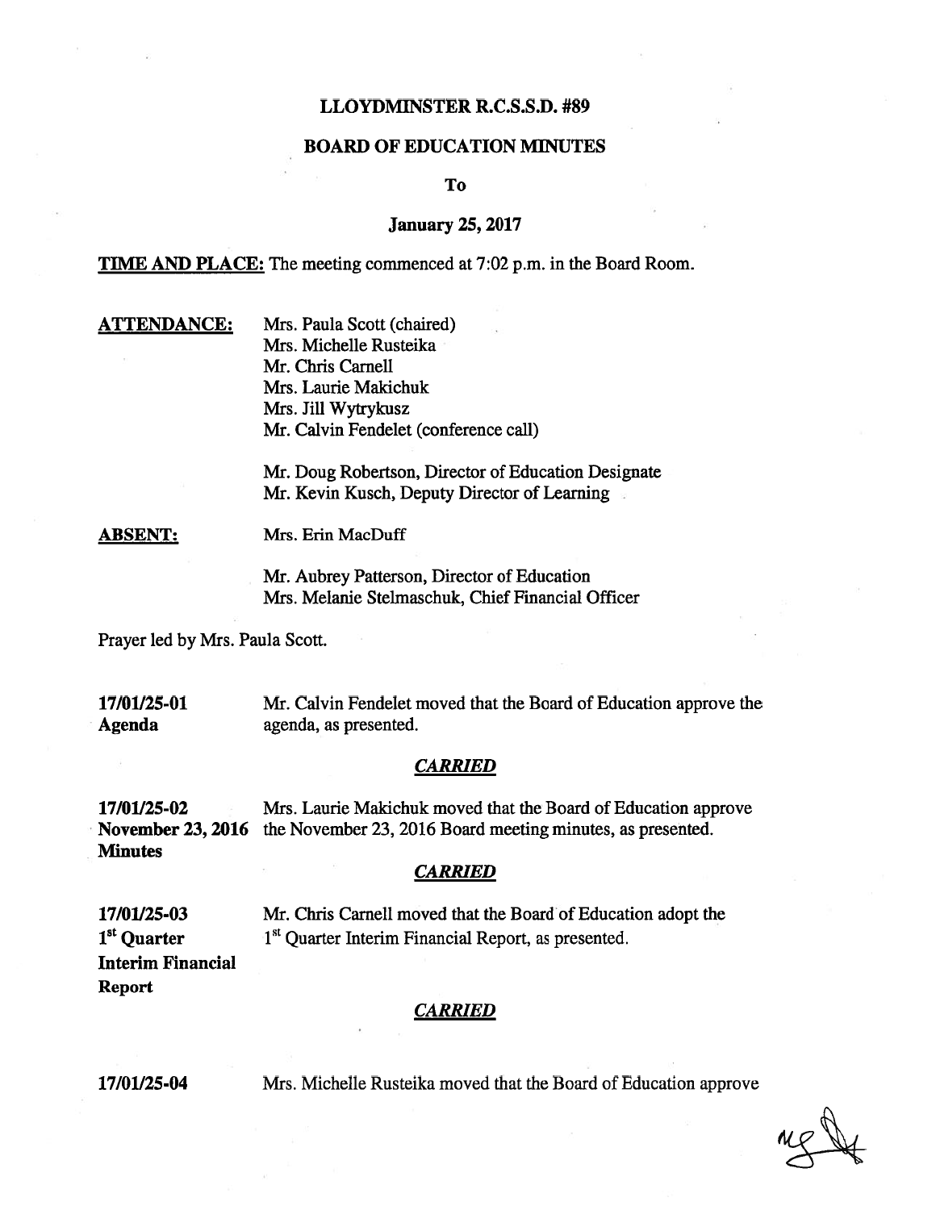# LLOYDMINSTER R.C.S.S.D. #89

## BOARD OF EDUCATION MINUTES

**To**

**January 25, 2017**

**TIME AND PLACE:** The meeting commenced at 7:02 p.m. in the Board Room.

**ATTENDANCE:**
Mrs. Paula Scott (chaired)
Mrs. Michelle Rusteika
Mr. Chris Carnell
Mrs. Laurie Makichuk
Mrs. Jill Wytrykusz
Mr. Calvin Fendelet (conference call)

Mr. Doug Robertson, Director of Education Designate
Mr. Kevin Kusch, Deputy Director of Learning

**ABSENT:**
Mrs. Erin MacDuff

Mr. Aubrey Patterson, Director of Education
Mrs. Melanie Stelmaschuk, Chief Financial Officer

Prayer led by Mrs. Paula Scott.

**17/01/25-01**
**Agenda**

Mr. Calvin Fendelet moved that the Board of Education approve the agenda, as presented.

***CARRIED***

**17/01/25-02**
**November 23, 2016 Minutes**

Mrs. Laurie Makichuk moved that the Board of Education approve the November 23, 2016 Board meeting minutes, as presented.

***CARRIED***

**17/01/25-03**
**1st Quarter Interim Financial Report**

Mr. Chris Carnell moved that the Board of Education adopt the 1st Quarter Interim Financial Report, as presented.

***CARRIED***

**17/01/25-04**

Mrs. Michelle Rusteika moved that the Board of Education approve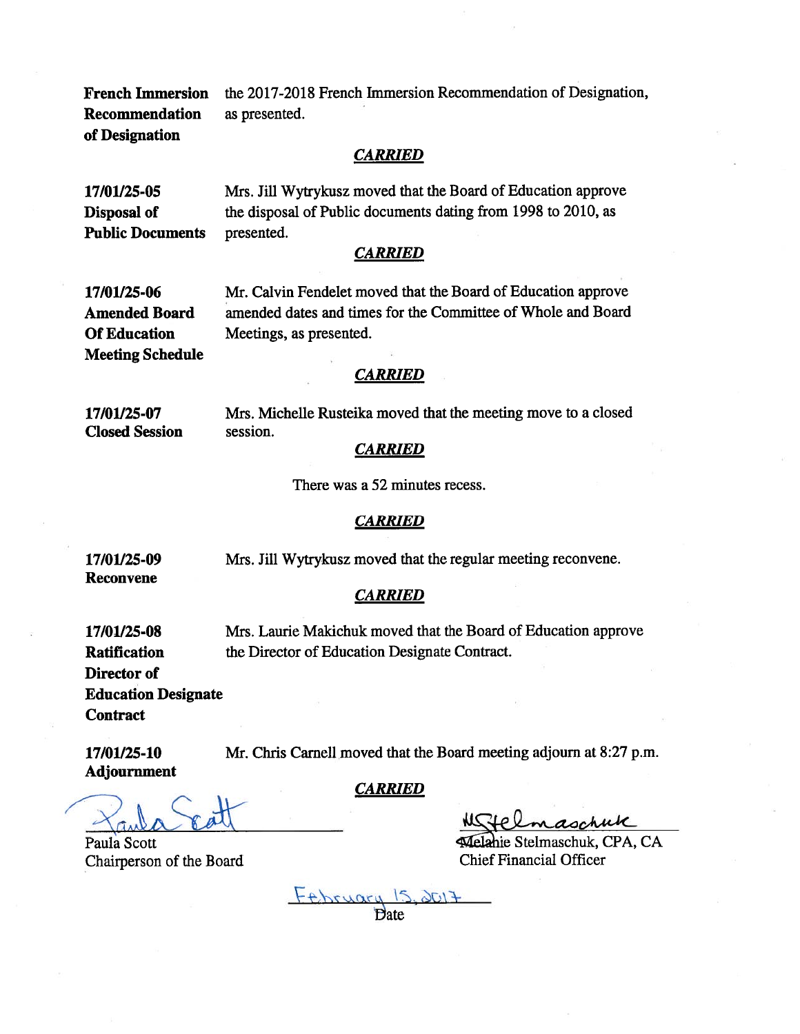**French Immersion Recommendation of Designation** — the 2017-2018 French Immersion Recommendation of Designation, as presented.

***CARRIED***

**17/01/25-05 Disposal of Public Documents** — Mrs. Jill Wytrykusz moved that the Board of Education approve the disposal of Public documents dating from 1998 to 2010, as presented.

***CARRIED***

**17/01/25-06 Amended Board Of Education Meeting Schedule** — Mr. Calvin Fendelet moved that the Board of Education approve amended dates and times for the Committee of Whole and Board Meetings, as presented.

***CARRIED***

**17/01/25-07 Closed Session** — Mrs. Michelle Rusteika moved that the meeting move to a closed session.

***CARRIED***

There was a 52 minutes recess.

***CARRIED***

**17/01/25-09 Reconvene** — Mrs. Jill Wytrykusz moved that the regular meeting reconvene.

***CARRIED***

**17/01/25-08 Ratification Director of Education Designate Contract** — Mrs. Laurie Makichuk moved that the Board of Education approve the Director of Education Designate Contract.

**17/01/25-10 Adjournment** — Mr. Chris Carnell moved that the Board meeting adjourn at 8:27 p.m.

***CARRIED***

Paula Scott
Chairperson of the Board

Melanie Stelmaschuk, CPA, CA
Chief Financial Officer

February 15, 2017
Date